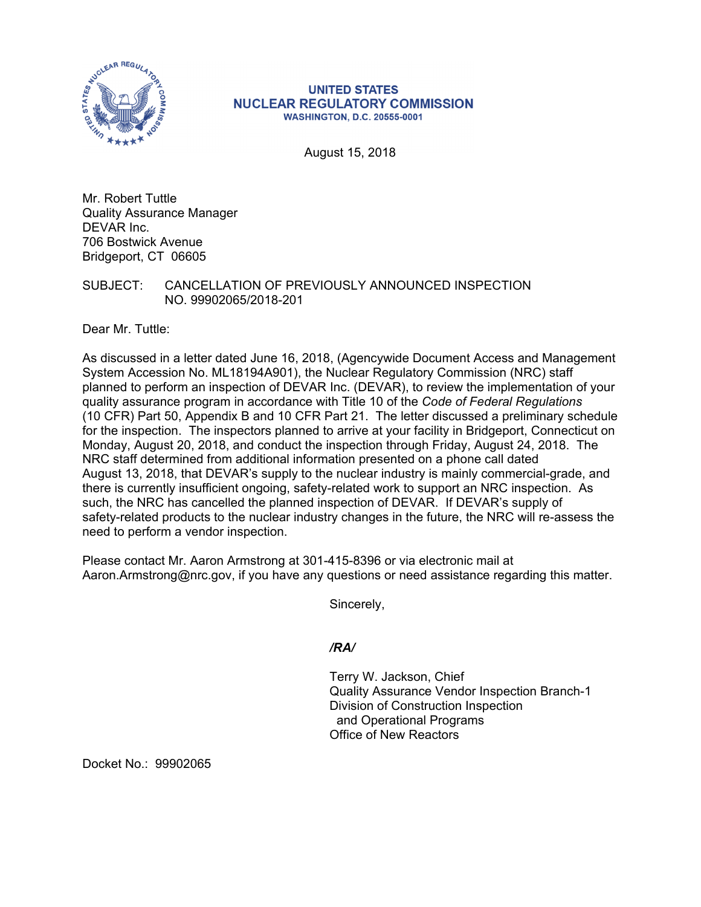**UNITED STATES**
**NUCLEAR REGULATORY COMMISSION**
**WASHINGTON, D.C. 20555-0001**

August 15, 2018

Mr. Robert Tuttle
Quality Assurance Manager
DEVAR Inc.
706 Bostwick Avenue
Bridgeport, CT 06605

SUBJECT: CANCELLATION OF PREVIOUSLY ANNOUNCED INSPECTION NO. 99902065/2018-201

Dear Mr. Tuttle:

As discussed in a letter dated June 16, 2018, (Agencywide Document Access and Management System Accession No. ML18194A901), the Nuclear Regulatory Commission (NRC) staff planned to perform an inspection of DEVAR Inc. (DEVAR), to review the implementation of your quality assurance program in accordance with Title 10 of the *Code of Federal Regulations* (10 CFR) Part 50, Appendix B and 10 CFR Part 21. The letter discussed a preliminary schedule for the inspection. The inspectors planned to arrive at your facility in Bridgeport, Connecticut on Monday, August 20, 2018, and conduct the inspection through Friday, August 24, 2018. The NRC staff determined from additional information presented on a phone call dated August 13, 2018, that DEVAR's supply to the nuclear industry is mainly commercial-grade, and there is currently insufficient ongoing, safety-related work to support an NRC inspection. As such, the NRC has cancelled the planned inspection of DEVAR. If DEVAR's supply of safety-related products to the nuclear industry changes in the future, the NRC will re-assess the need to perform a vendor inspection.

Please contact Mr. Aaron Armstrong at 301-415-8396 or via electronic mail at Aaron.Armstrong@nrc.gov, if you have any questions or need assistance regarding this matter.

Sincerely,

***/RA/***

Terry W. Jackson, Chief
Quality Assurance Vendor Inspection Branch-1
Division of Construction Inspection
and Operational Programs
Office of New Reactors

Docket No.: 99902065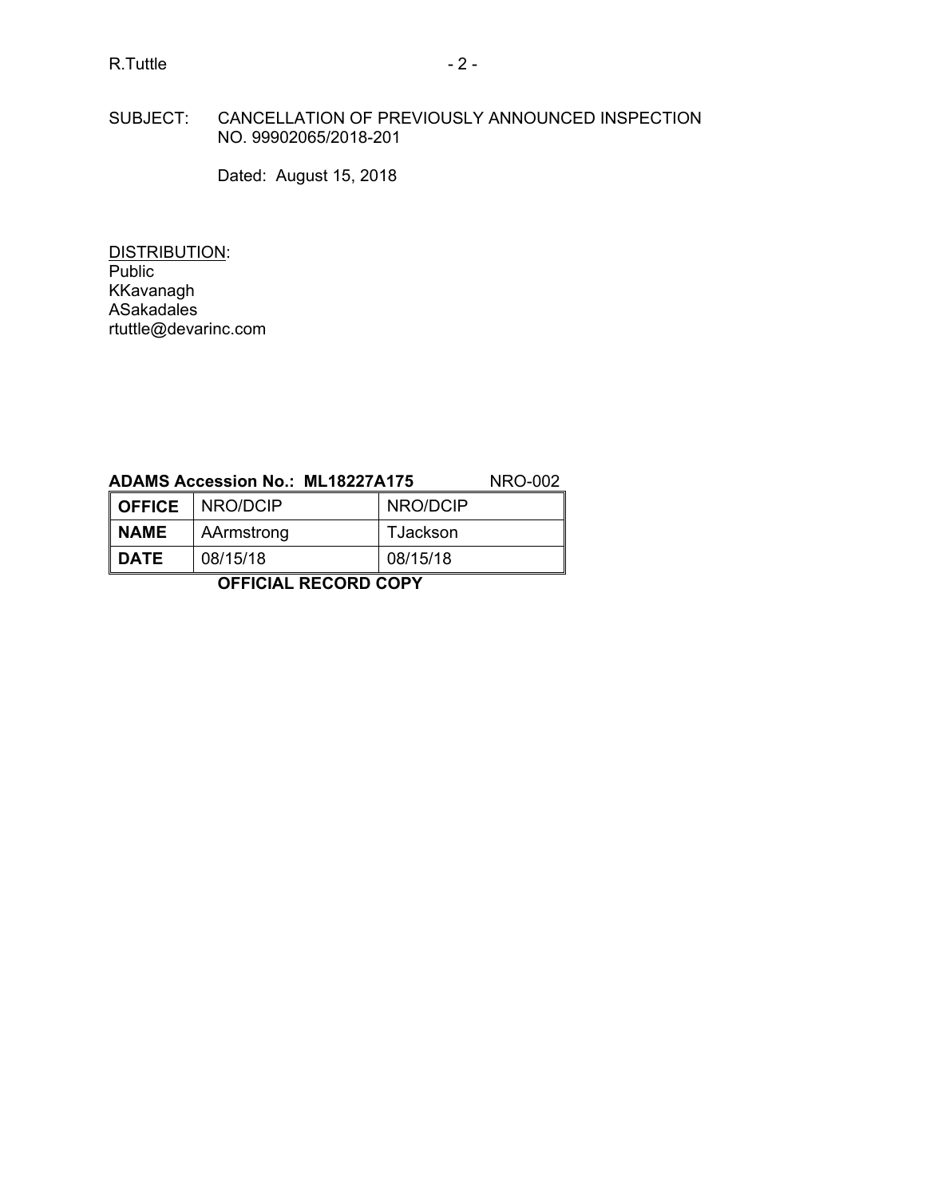SUBJECT: CANCELLATION OF PREVIOUSLY ANNOUNCED INSPECTION NO. 99902065/2018-201

Dated: August 15, 2018

DISTRIBUTION:
Public
KKavanagh
ASakadales
rtuttle@devarinc.com

**ADAMS Accession No.: ML18227A175** NRO-002

| **OFFICE** | NRO/DCIP | NRO/DCIP |
|---|---|---|
| **NAME** | AArmstrong | TJackson |
| **DATE** | 08/15/18 | 08/15/18 |

**OFFICIAL RECORD COPY**